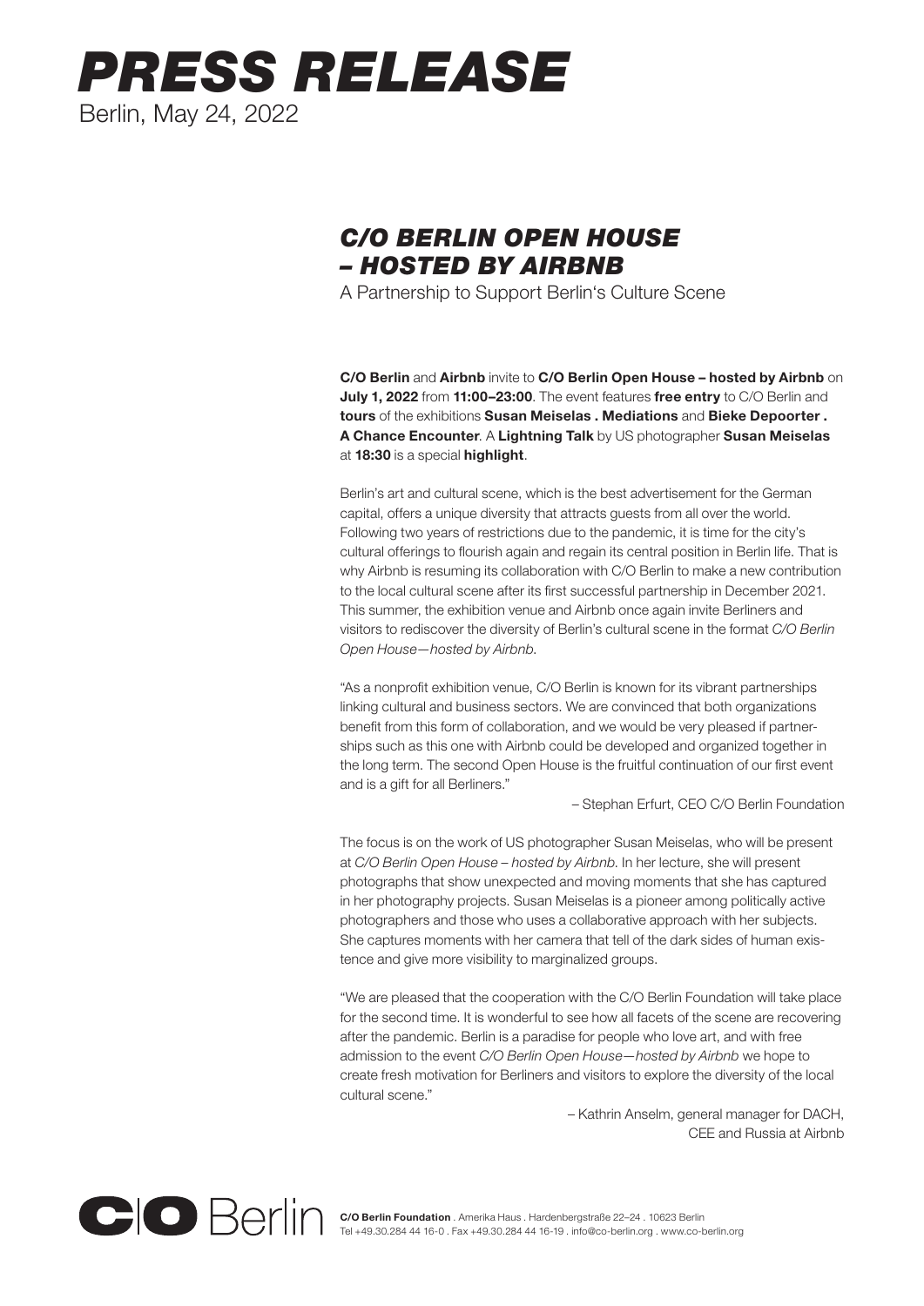# *PRESS RELEASE*

Berlin, May 24, 2022

## *C/O BERLIN OPEN HOUSE – HOSTED BY AIRBNB*

A Partnership to Support Berlin's Culture Scene

**C/O Berlin** and **Airbnb** invite to **C/O Berlin Open House – hosted by Airbnb** on **July 1, 2022** from **11:00–23:00**. The event features **free entry** to C/O Berlin and **tours** of the exhibitions **Susan Meiselas . Mediations** and **Bieke Depoorter . A Chance Encounter**. A **Lightning Talk** by US photographer **Susan Meiselas** at **18:30** is a special **highlight**.

Berlin's art and cultural scene, which is the best advertisement for the German capital, offers a unique diversity that attracts guests from all over the world. Following two years of restrictions due to the pandemic, it is time for the city's cultural offerings to flourish again and regain its central position in Berlin life. That is why Airbnb is resuming its collaboration with C/O Berlin to make a new contribution to the local cultural scene after its first successful partnership in December 2021. This summer, the exhibition venue and Airbnb once again invite Berliners and visitors to rediscover the diversity of Berlin's cultural scene in the format *C/O Berlin Open House—hosted by Airbnb*.

"As a nonprofit exhibition venue, C/O Berlin is known for its vibrant partnerships linking cultural and business sectors. We are convinced that both organizations benefit from this form of collaboration, and we would be very pleased if partnerships such as this one with Airbnb could be developed and organized together in the long term. The second Open House is the fruitful continuation of our first event and is a gift for all Berliners."

– Stephan Erfurt, CEO C/O Berlin Foundation

The focus is on the work of US photographer Susan Meiselas, who will be present at *C/O Berlin Open House – hosted by Airbnb*. In her lecture, she will present photographs that show unexpected and moving moments that she has captured in her photography projects. Susan Meiselas is a pioneer among politically active photographers and those who uses a collaborative approach with her subjects. She captures moments with her camera that tell of the dark sides of human existence and give more visibility to marginalized groups.

"We are pleased that the cooperation with the C/O Berlin Foundation will take place for the second time. It is wonderful to see how all facets of the scene are recovering after the pandemic. Berlin is a paradise for people who love art, and with free admission to the event *C/O Berlin Open House—hosted by Airbnb* we hope to create fresh motivation for Berliners and visitors to explore the diversity of the local cultural scene."

– Kathrin Anselm, general manager for DACH, CEE and Russia at Airbnb

C/O Berlin

**C/O Berlin Foundation** . Amerika Haus . Hardenbergstraße 22–24 . 10623 Berlin
Tel +49.30.284 44 16-0 . Fax +49.30.284 44 16-19 . info@co-berlin.org . www.co-berlin.org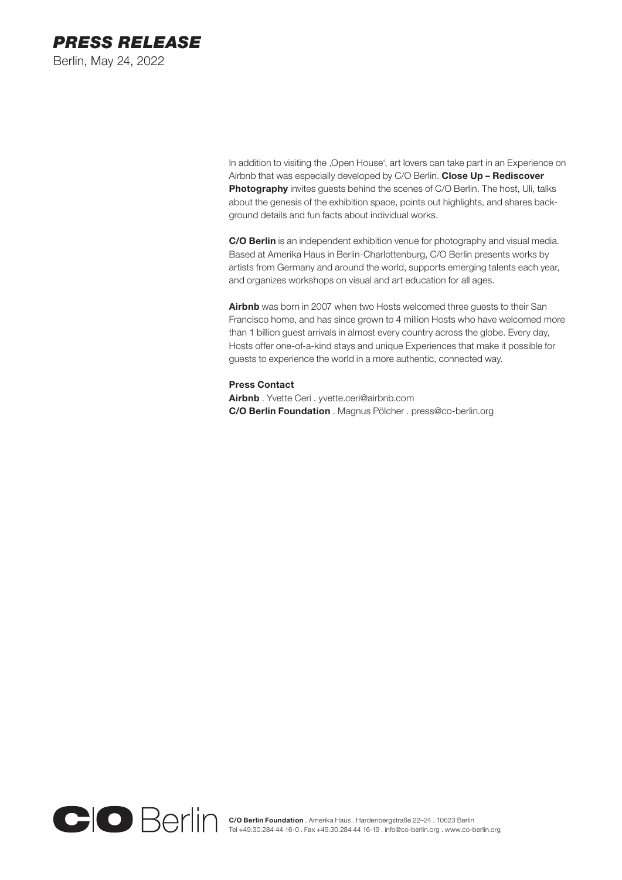# *PRESS RELEASE*

Berlin, May 24, 2022

In addition to visiting the ‚Open House', art lovers can take part in an Experience on Airbnb that was especially developed by C/O Berlin. **Close Up – Rediscover Photography** invites guests behind the scenes of C/O Berlin. The host, Uli, talks about the genesis of the exhibition space, points out highlights, and shares background details and fun facts about individual works.

**C/O Berlin** is an independent exhibition venue for photography and visual media. Based at Amerika Haus in Berlin-Charlottenburg, C/O Berlin presents works by artists from Germany and around the world, supports emerging talents each year, and organizes workshops on visual and art education for all ages.

**Airbnb** was born in 2007 when two Hosts welcomed three guests to their San Francisco home, and has since grown to 4 million Hosts who have welcomed more than 1 billion guest arrivals in almost every country across the globe. Every day, Hosts offer one-of-a-kind stays and unique Experiences that make it possible for guests to experience the world in a more authentic, connected way.

**Press Contact**
**Airbnb** . Yvette Ceri . yvette.ceri@airbnb.com
**C/O Berlin Foundation** . Magnus Pölcher . press@co-berlin.org

C/O Berlin

**C/O Berlin Foundation** . Amerika Haus . Hardenbergstraße 22–24 . 10623 Berlin
Tel +49.30.284 44 16-0 . Fax +49.30.284 44 16-19 . info@co-berlin.org . www.co-berlin.org